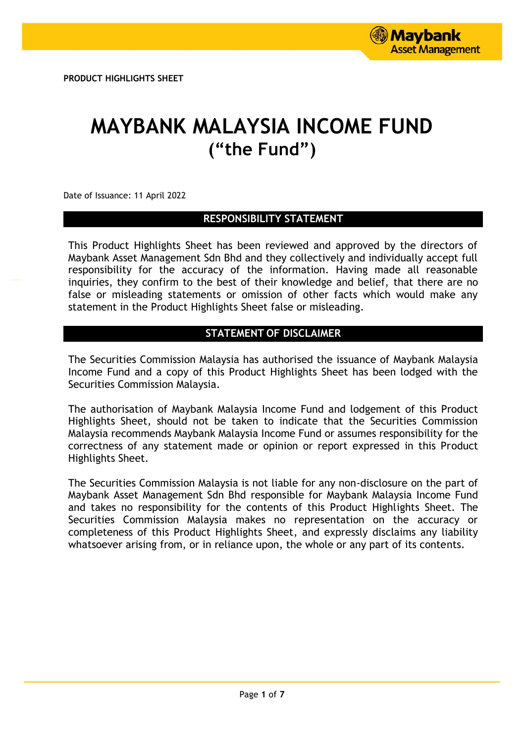PRODUCT HIGHLIGHTS SHEET

# MAYBANK MALAYSIA INCOME FUND
## ("the Fund")

Date of Issuance: 11 April 2022

## RESPONSIBILITY STATEMENT

This Product Highlights Sheet has been reviewed and approved by the directors of Maybank Asset Management Sdn Bhd and they collectively and individually accept full responsibility for the accuracy of the information. Having made all reasonable inquiries, they confirm to the best of their knowledge and belief, that there are no false or misleading statements or omission of other facts which would make any statement in the Product Highlights Sheet false or misleading.

## STATEMENT OF DISCLAIMER

The Securities Commission Malaysia has authorised the issuance of Maybank Malaysia Income Fund and a copy of this Product Highlights Sheet has been lodged with the Securities Commission Malaysia.

The authorisation of Maybank Malaysia Income Fund and lodgement of this Product Highlights Sheet, should not be taken to indicate that the Securities Commission Malaysia recommends Maybank Malaysia Income Fund or assumes responsibility for the correctness of any statement made or opinion or report expressed in this Product Highlights Sheet.

The Securities Commission Malaysia is not liable for any non-disclosure on the part of Maybank Asset Management Sdn Bhd responsible for Maybank Malaysia Income Fund and takes no responsibility for the contents of this Product Highlights Sheet. The Securities Commission Malaysia makes no representation on the accuracy or completeness of this Product Highlights Sheet, and expressly disclaims any liability whatsoever arising from, or in reliance upon, the whole or any part of its contents.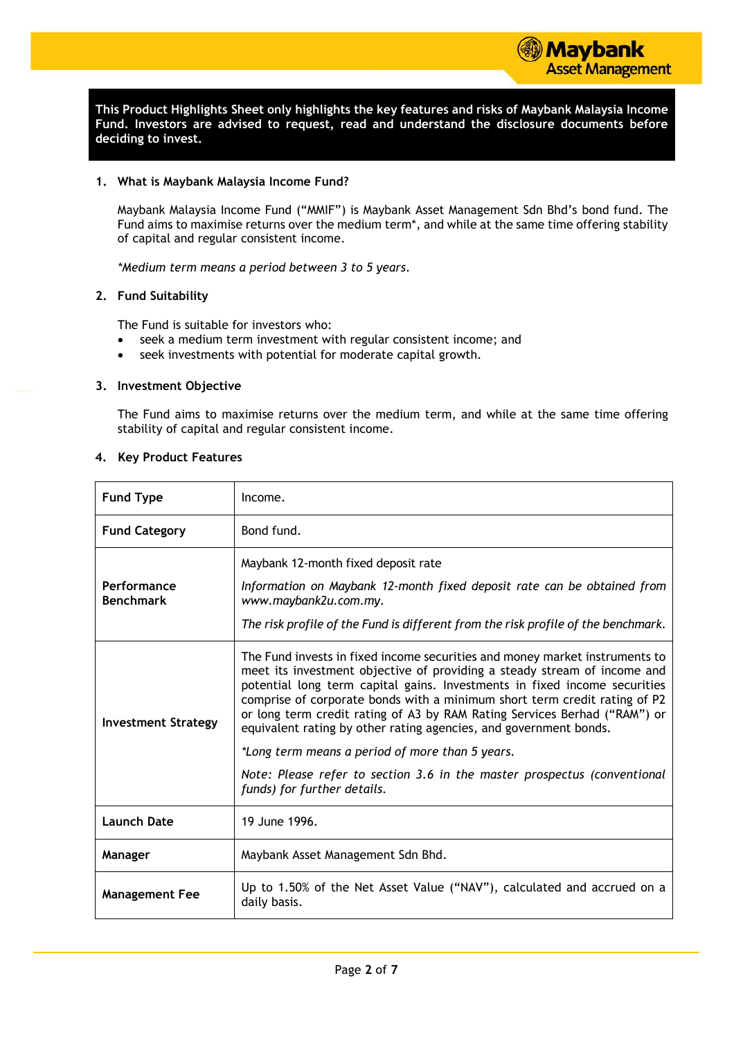**This Product Highlights Sheet only highlights the key features and risks of Maybank Malaysia Income Fund. Investors are advised to request, read and understand the disclosure documents before deciding to invest.**

## 1. What is Maybank Malaysia Income Fund?

Maybank Malaysia Income Fund ("MMIF") is Maybank Asset Management Sdn Bhd's bond fund. The Fund aims to maximise returns over the medium term*, and while at the same time offering stability of capital and regular consistent income.

*\*Medium term means a period between 3 to 5 years.*

## 2. Fund Suitability

The Fund is suitable for investors who:

- seek a medium term investment with regular consistent income; and
- seek investments with potential for moderate capital growth.

## 3. Investment Objective

The Fund aims to maximise returns over the medium term, and while at the same time offering stability of capital and regular consistent income.

## 4. Key Product Features

| | |
|---|---|
| **Fund Type** | Income. |
| **Fund Category** | Bond fund. |
| **Performance Benchmark** | Maybank 12-month fixed deposit rate<br><br>*Information on Maybank 12-month fixed deposit rate can be obtained from www.maybank2u.com.my.*<br><br>*The risk profile of the Fund is different from the risk profile of the benchmark.* |
| **Investment Strategy** | The Fund invests in fixed income securities and money market instruments to meet its investment objective of providing a steady stream of income and potential long term capital gains. Investments in fixed income securities comprise of corporate bonds with a minimum short term credit rating of P2 or long term credit rating of A3 by RAM Rating Services Berhad ("RAM") or equivalent rating by other rating agencies, and government bonds.<br><br>*\*Long term means a period of more than 5 years.*<br><br>*Note: Please refer to section 3.6 in the master prospectus (conventional funds) for further details.* |
| **Launch Date** | 19 June 1996. |
| **Manager** | Maybank Asset Management Sdn Bhd. |
| **Management Fee** | Up to 1.50% of the Net Asset Value ("NAV"), calculated and accrued on a daily basis. |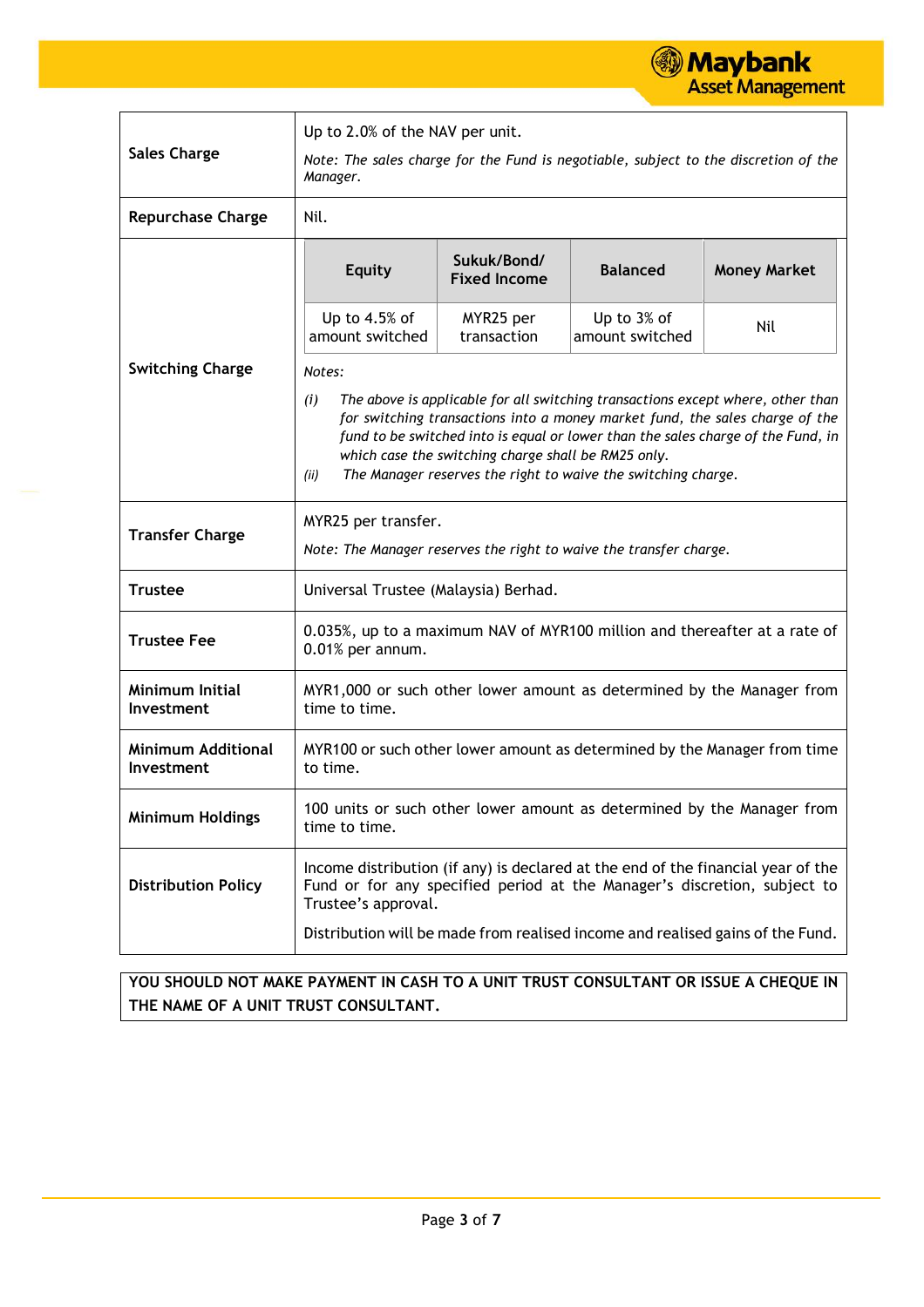| | |
|---|---|
| **Sales Charge** | Up to 2.0% of the NAV per unit.<br>*Note: The sales charge for the Fund is negotiable, subject to the discretion of the Manager.* |
| **Repurchase Charge** | Nil. |
| **Switching Charge** | **Equity**: Up to 4.5% of amount switched; **Sukuk/Bond/ Fixed Income**: MYR25 per transaction; **Balanced**: Up to 3% of amount switched; **Money Market**: Nil<br>*Notes:*<br>*(i) The above is applicable for all switching transactions except where, other than for switching transactions into a money market fund, the sales charge of the fund to be switched into is equal or lower than the sales charge of the Fund, in which case the switching charge shall be RM25 only.*<br>*(ii) The Manager reserves the right to waive the switching charge.* |
| **Transfer Charge** | MYR25 per transfer.<br>*Note: The Manager reserves the right to waive the transfer charge.* |
| **Trustee** | Universal Trustee (Malaysia) Berhad. |
| **Trustee Fee** | 0.035%, up to a maximum NAV of MYR100 million and thereafter at a rate of 0.01% per annum. |
| **Minimum Initial Investment** | MYR1,000 or such other lower amount as determined by the Manager from time to time. |
| **Minimum Additional Investment** | MYR100 or such other lower amount as determined by the Manager from time to time. |
| **Minimum Holdings** | 100 units or such other lower amount as determined by the Manager from time to time. |
| **Distribution Policy** | Income distribution (if any) is declared at the end of the financial year of the Fund or for any specified period at the Manager's discretion, subject to Trustee's approval.<br>Distribution will be made from realised income and realised gains of the Fund. |

**YOU SHOULD NOT MAKE PAYMENT IN CASH TO A UNIT TRUST CONSULTANT OR ISSUE A CHEQUE IN THE NAME OF A UNIT TRUST CONSULTANT.**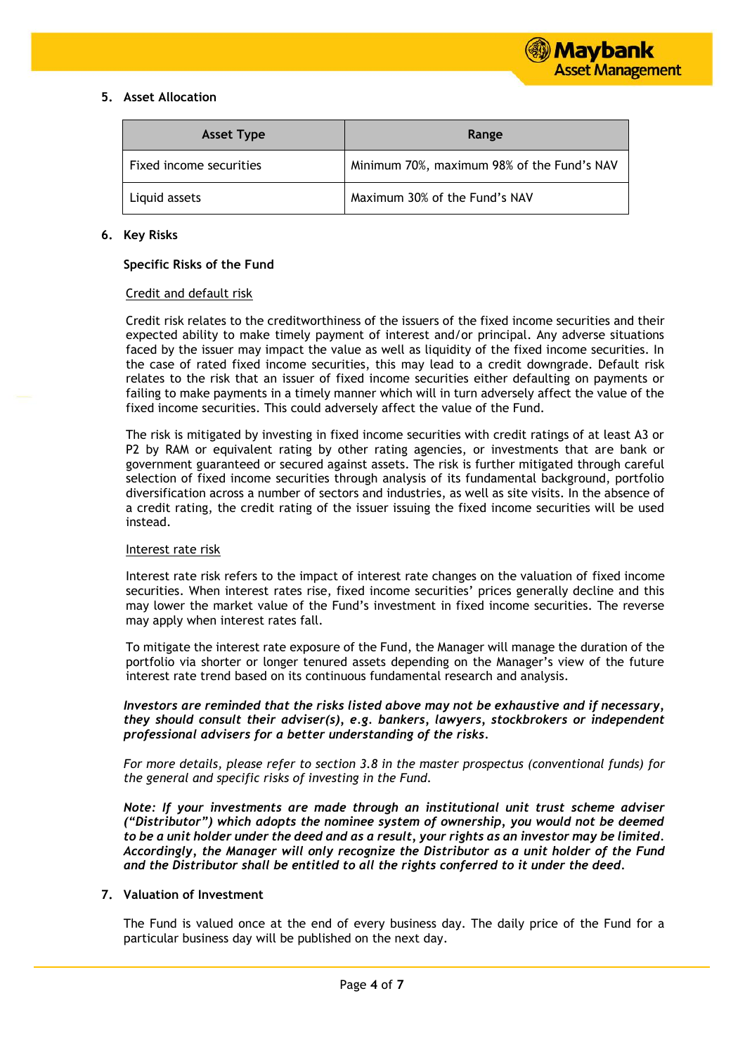## 5. Asset Allocation

| Asset Type | Range |
|---|---|
| Fixed income securities | Minimum 70%, maximum 98% of the Fund's NAV |
| Liquid assets | Maximum 30% of the Fund's NAV |

## 6. Key Risks

**Specific Risks of the Fund**

Credit and default risk

Credit risk relates to the creditworthiness of the issuers of the fixed income securities and their expected ability to make timely payment of interest and/or principal. Any adverse situations faced by the issuer may impact the value as well as liquidity of the fixed income securities. In the case of rated fixed income securities, this may lead to a credit downgrade. Default risk relates to the risk that an issuer of fixed income securities either defaulting on payments or failing to make payments in a timely manner which will in turn adversely affect the value of the fixed income securities. This could adversely affect the value of the Fund.

The risk is mitigated by investing in fixed income securities with credit ratings of at least A3 or P2 by RAM or equivalent rating by other rating agencies, or investments that are bank or government guaranteed or secured against assets. The risk is further mitigated through careful selection of fixed income securities through analysis of its fundamental background, portfolio diversification across a number of sectors and industries, as well as site visits. In the absence of a credit rating, the credit rating of the issuer issuing the fixed income securities will be used instead.

Interest rate risk

Interest rate risk refers to the impact of interest rate changes on the valuation of fixed income securities. When interest rates rise, fixed income securities' prices generally decline and this may lower the market value of the Fund's investment in fixed income securities. The reverse may apply when interest rates fall.

To mitigate the interest rate exposure of the Fund, the Manager will manage the duration of the portfolio via shorter or longer tenured assets depending on the Manager's view of the future interest rate trend based on its continuous fundamental research and analysis.

***Investors are reminded that the risks listed above may not be exhaustive and if necessary, they should consult their adviser(s), e.g. bankers, lawyers, stockbrokers or independent professional advisers for a better understanding of the risks.***

*For more details, please refer to section 3.8 in the master prospectus (conventional funds) for the general and specific risks of investing in the Fund.*

***Note: If your investments are made through an institutional unit trust scheme adviser ("Distributor") which adopts the nominee system of ownership, you would not be deemed to be a unit holder under the deed and as a result, your rights as an investor may be limited. Accordingly, the Manager will only recognize the Distributor as a unit holder of the Fund and the Distributor shall be entitled to all the rights conferred to it under the deed.***

## 7. Valuation of Investment

The Fund is valued once at the end of every business day. The daily price of the Fund for a particular business day will be published on the next day.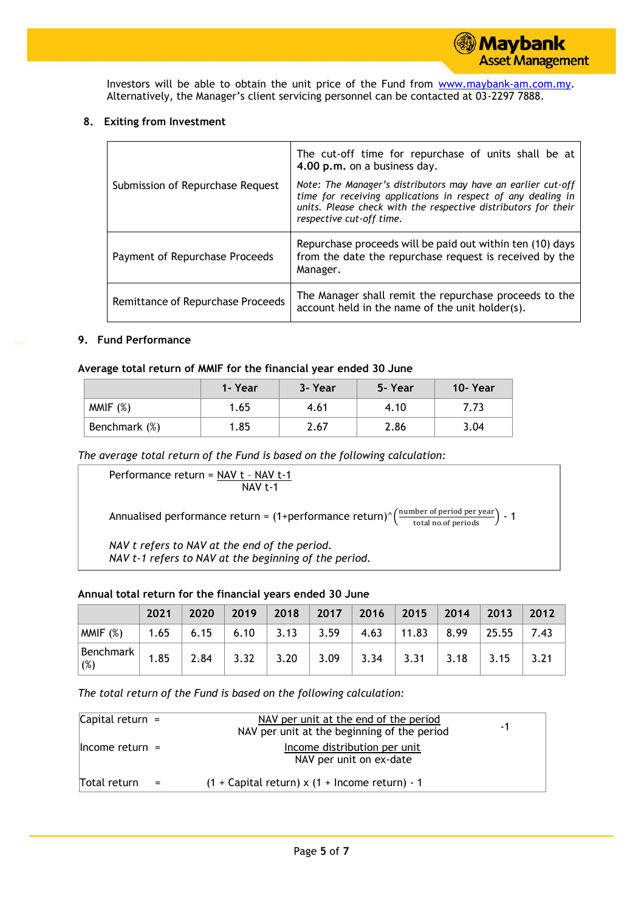Investors will be able to obtain the unit price of the Fund from www.maybank-am.com.my. Alternatively, the Manager's client servicing personnel can be contacted at 03-2297 7888.

## 8. Exiting from Investment

| | |
|---|---|
| Submission of Repurchase Request | The cut-off time for repurchase of units shall be at **4.00 p.m.** on a business day. *Note: The Manager's distributors may have an earlier cut-off time for receiving applications in respect of any dealing in units. Please check with the respective distributors for their respective cut-off time.* |
| Payment of Repurchase Proceeds | Repurchase proceeds will be paid out within ten (10) days from the date the repurchase request is received by the Manager. |
| Remittance of Repurchase Proceeds | The Manager shall remit the repurchase proceeds to the account held in the name of the unit holder(s). |

## 9. Fund Performance

**Average total return of MMIF for the financial year ended 30 June**

| | 1- Year | 3- Year | 5- Year | 10- Year |
|---|---|---|---|---|
| MMIF (%) | 1.65 | 4.61 | 4.10 | 7.73 |
| Benchmark (%) | 1.85 | 2.67 | 2.86 | 3.04 |

*The average total return of the Fund is based on the following calculation:*

$$\text{Performance return} = \frac{\text{NAV } t - \text{NAV } t\text{-}1}{\text{NAV } t\text{-}1}$$

$$\text{Annualised performance return} = (1+\text{performance return})^{\wedge}\left(\frac{\text{number of period per year}}{\text{total no.of periods}}\right) - 1$$

*NAV t refers to NAV at the end of the period.*
*NAV t-1 refers to NAV at the beginning of the period.*

**Annual total return for the financial years ended 30 June**

| | 2021 | 2020 | 2019 | 2018 | 2017 | 2016 | 2015 | 2014 | 2013 | 2012 |
|---|---|---|---|---|---|---|---|---|---|---|
| MMIF (%) | 1.65 | 6.15 | 6.10 | 3.13 | 3.59 | 4.63 | 11.83 | 8.99 | 25.55 | 7.43 |
| Benchmark (%) | 1.85 | 2.84 | 3.32 | 3.20 | 3.09 | 3.34 | 3.31 | 3.18 | 3.15 | 3.21 |

*The total return of the Fund is based on the following calculation:*

$$\text{Capital return} = \frac{\text{NAV per unit at the end of the period}}{\text{NAV per unit at the beginning of the period}} - 1$$

$$\text{Income return} = \frac{\text{Income distribution per unit}}{\text{NAV per unit on ex-date}}$$

$$\text{Total return} = (1 + \text{Capital return}) \times (1 + \text{Income return}) - 1$$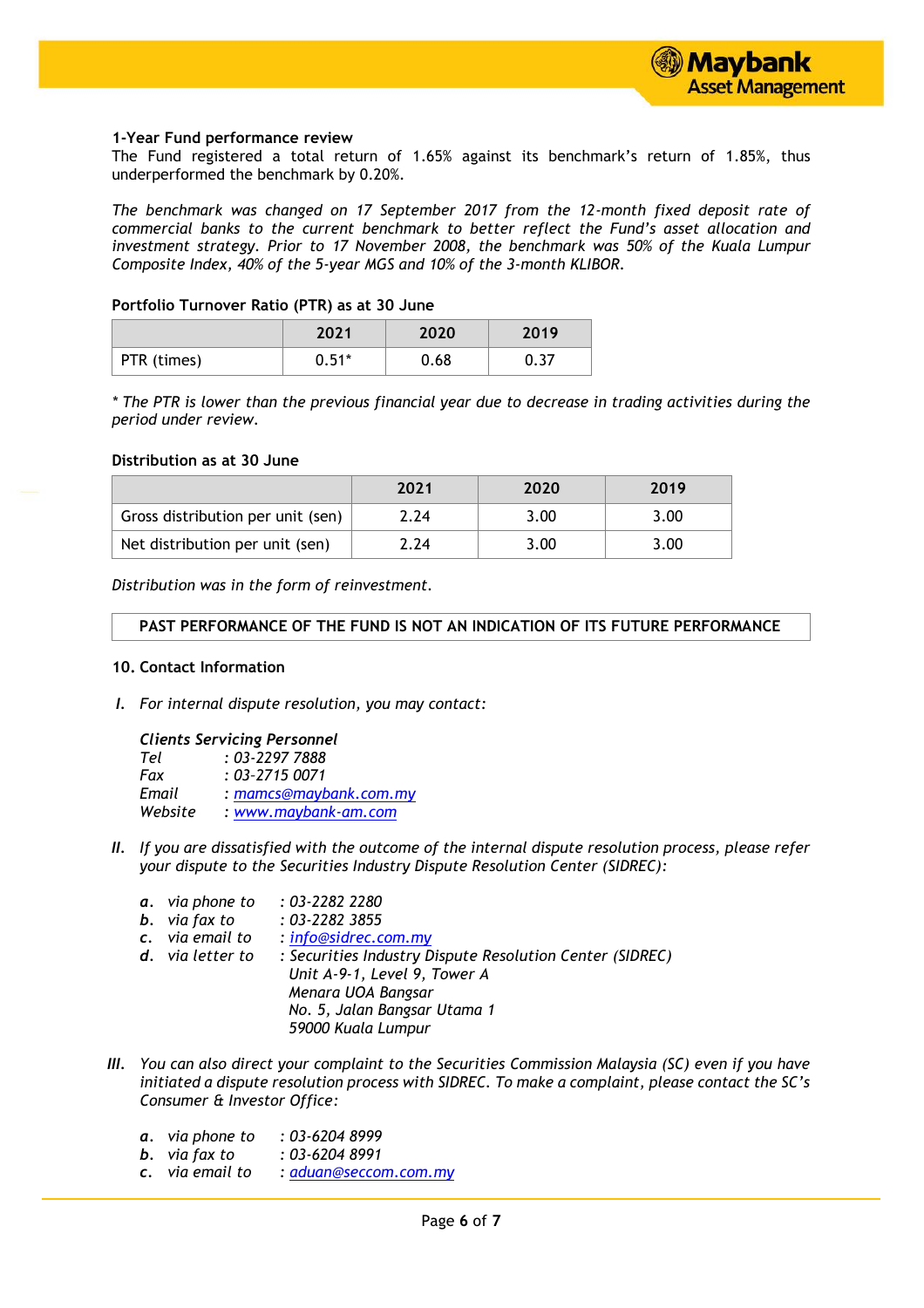**1-Year Fund performance review**

The Fund registered a total return of 1.65% against its benchmark's return of 1.85%, thus underperformed the benchmark by 0.20%.

*The benchmark was changed on 17 September 2017 from the 12-month fixed deposit rate of commercial banks to the current benchmark to better reflect the Fund's asset allocation and investment strategy. Prior to 17 November 2008, the benchmark was 50% of the Kuala Lumpur Composite Index, 40% of the 5-year MGS and 10% of the 3-month KLIBOR.*

**Portfolio Turnover Ratio (PTR) as at 30 June**

| | 2021 | 2020 | 2019 |
|---|---|---|---|
| PTR (times) | 0.51* | 0.68 | 0.37 |

*\* The PTR is lower than the previous financial year due to decrease in trading activities during the period under review.*

**Distribution as at 30 June**

| | 2021 | 2020 | 2019 |
|---|---|---|---|
| Gross distribution per unit (sen) | 2.24 | 3.00 | 3.00 |
| Net distribution per unit (sen) | 2.24 | 3.00 | 3.00 |

*Distribution was in the form of reinvestment.*

**PAST PERFORMANCE OF THE FUND IS NOT AN INDICATION OF ITS FUTURE PERFORMANCE**

**10. Contact Information**

*I. For internal dispute resolution, you may contact:*

***Clients Servicing Personnel***
*Tel : 03-2297 7888*
*Fax : 03-2715 0071*
*Email : mamcs@maybank.com.my*
*Website : www.maybank-am.com*

*II. If you are dissatisfied with the outcome of the internal dispute resolution process, please refer your dispute to the Securities Industry Dispute Resolution Center (SIDREC):*

*a. via phone to : 03-2282 2280*
*b. via fax to : 03-2282 3855*
*c. via email to : info@sidrec.com.my*
*d. via letter to : Securities Industry Dispute Resolution Center (SIDREC)*
*Unit A-9-1, Level 9, Tower A*
*Menara UOA Bangsar*
*No. 5, Jalan Bangsar Utama 1*
*59000 Kuala Lumpur*

*III. You can also direct your complaint to the Securities Commission Malaysia (SC) even if you have initiated a dispute resolution process with SIDREC. To make a complaint, please contact the SC's Consumer & Investor Office:*

*a. via phone to : 03-6204 8999*
*b. via fax to : 03-6204 8991*
*c. via email to : aduan@seccom.com.my*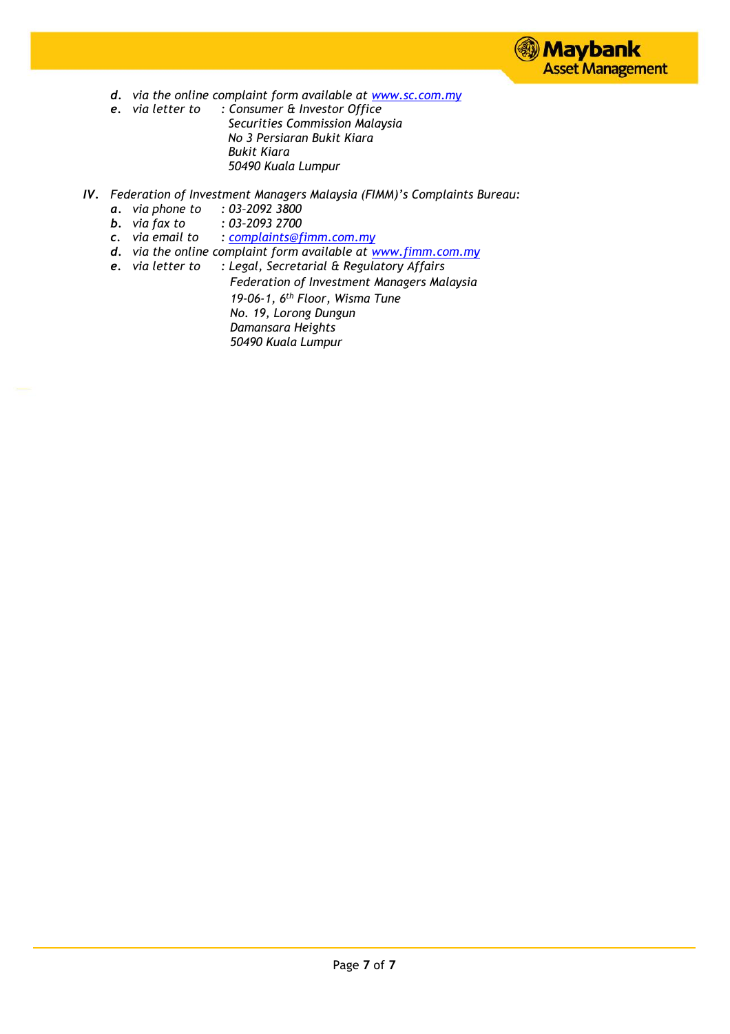*d. via the online complaint form available at [www.sc.com.my](http://www.sc.com.my)*

*e. via letter to : Consumer & Investor Office*
*Securities Commission Malaysia*
*No 3 Persiaran Bukit Kiara*
*Bukit Kiara*
*50490 Kuala Lumpur*

*IV. Federation of Investment Managers Malaysia (FIMM)'s Complaints Bureau:*

*a. via phone to : 03-2092 3800*

*b. via fax to : 03-2093 2700*

*c. via email to : [complaints@fimm.com.my](mailto:complaints@fimm.com.my)*

*d. via the online complaint form available at [www.fimm.com.my](http://www.fimm.com.my)*

*e. via letter to : Legal, Secretarial & Regulatory Affairs*
*Federation of Investment Managers Malaysia*
*19-06-1, 6th Floor, Wisma Tune*
*No. 19, Lorong Dungun*
*Damansara Heights*
*50490 Kuala Lumpur*